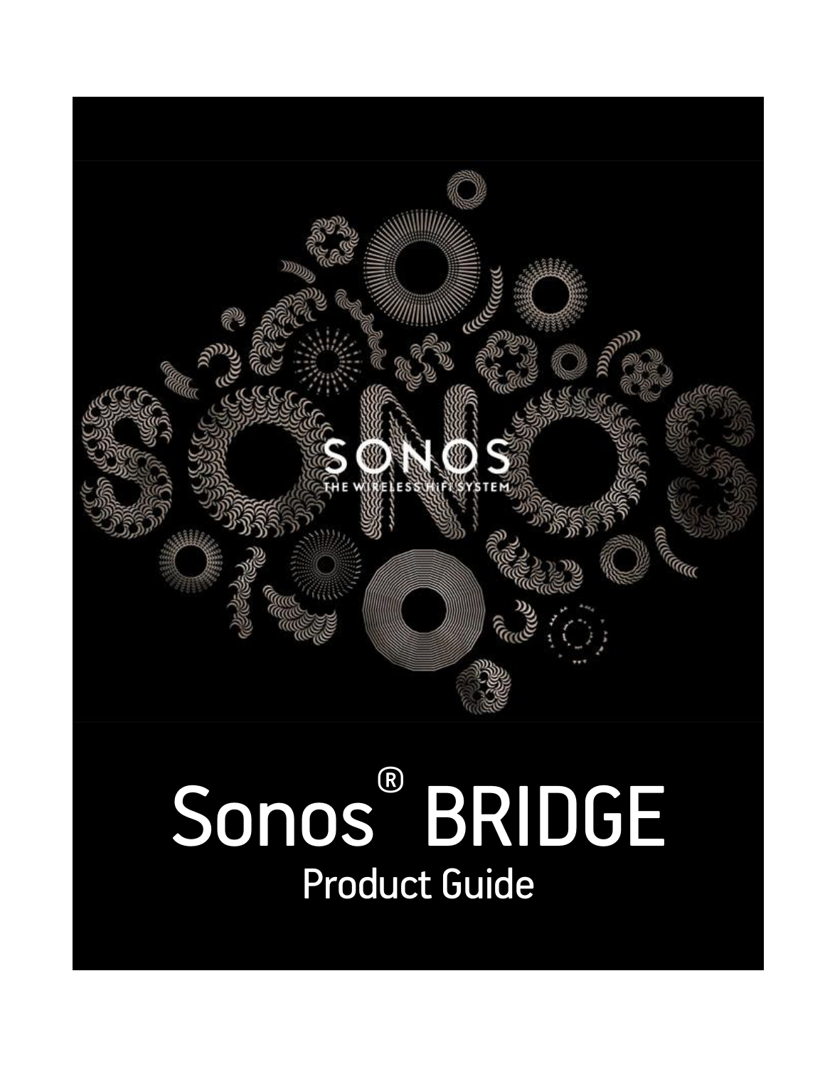# Sonos® BRIDGE

## Product Guide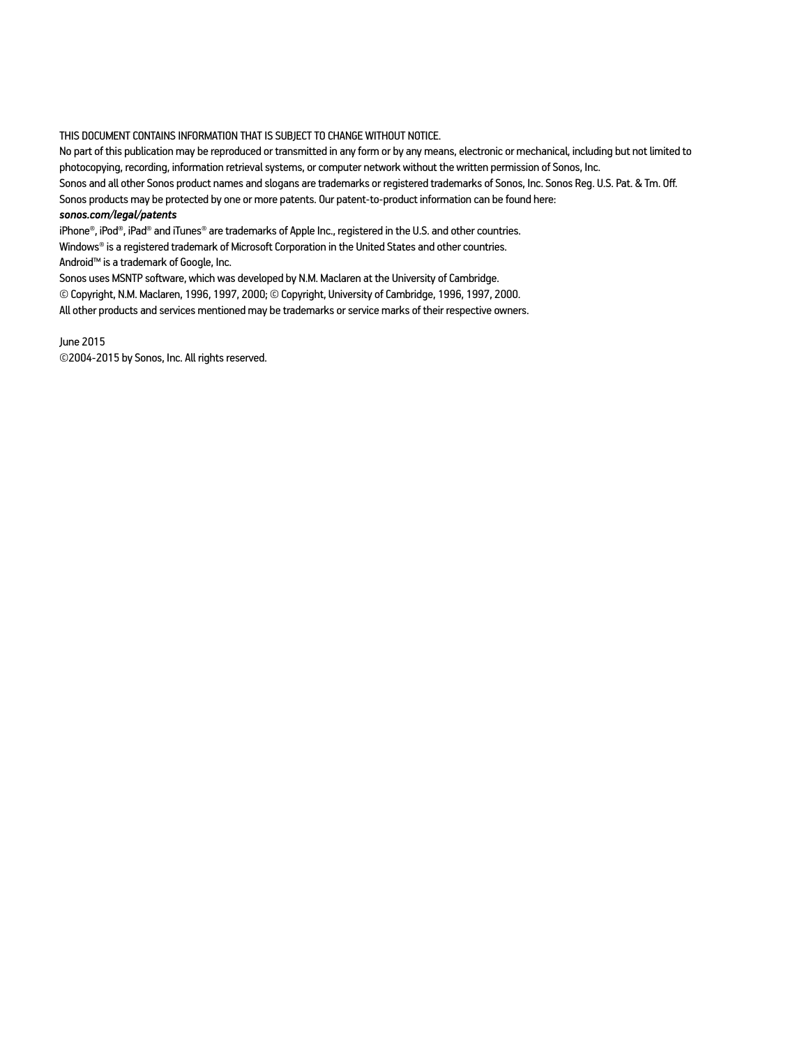THIS DOCUMENT CONTAINS INFORMATION THAT IS SUBJECT TO CHANGE WITHOUT NOTICE.

No part of this publication may be reproduced or transmitted in any form or by any means, electronic or mechanical, including but not limited to photocopying, recording, information retrieval systems, or computer network without the written permission of Sonos, Inc.

Sonos and all other Sonos product names and slogans are trademarks or registered trademarks of Sonos, Inc. Sonos Reg. U.S. Pat. & Tm. Off.

Sonos products may be protected by one or more patents. Our patent-to-product information can be found here:

***sonos.com/legal/patents***

iPhone®, iPod®, iPad® and iTunes® are trademarks of Apple Inc., registered in the U.S. and other countries.

Windows® is a registered trademark of Microsoft Corporation in the United States and other countries.

Android™ is a trademark of Google, Inc.

Sonos uses MSNTP software, which was developed by N.M. Maclaren at the University of Cambridge.

© Copyright, N.M. Maclaren, 1996, 1997, 2000; © Copyright, University of Cambridge, 1996, 1997, 2000.

All other products and services mentioned may be trademarks or service marks of their respective owners.

June 2015

©2004-2015 by Sonos, Inc. All rights reserved.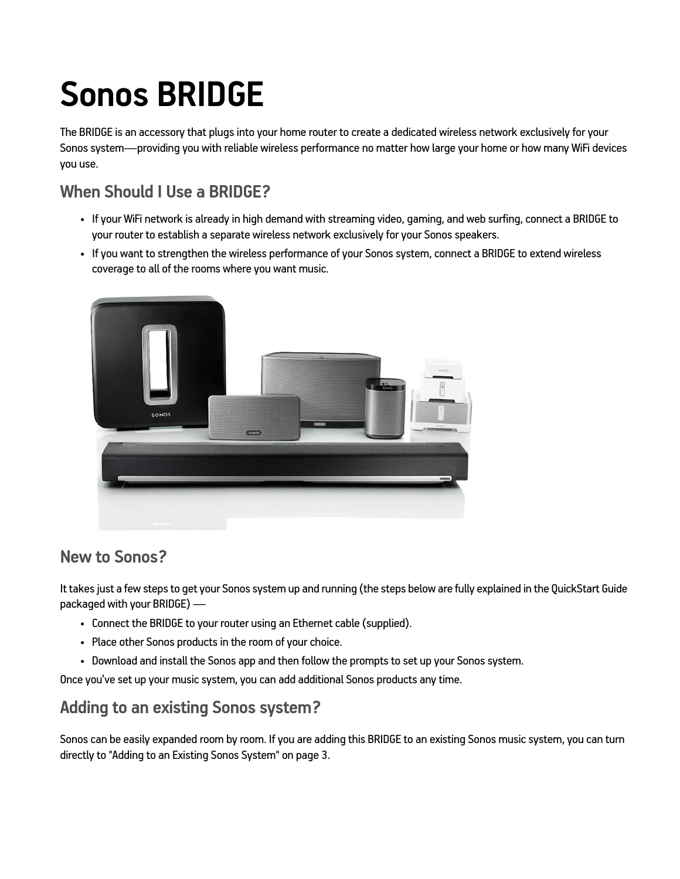# Sonos BRIDGE

The BRIDGE is an accessory that plugs into your home router to create a dedicated wireless network exclusively for your Sonos system—providing you with reliable wireless performance no matter how large your home or how many WiFi devices you use.

## When Should I Use a BRIDGE?

- If your WiFi network is already in high demand with streaming video, gaming, and web surfing, connect a BRIDGE to your router to establish a separate wireless network exclusively for your Sonos speakers.
- If you want to strengthen the wireless performance of your Sonos system, connect a BRIDGE to extend wireless coverage to all of the rooms where you want music.

## New to Sonos?

It takes just a few steps to get your Sonos system up and running (the steps below are fully explained in the QuickStart Guide packaged with your BRIDGE) —

- Connect the BRIDGE to your router using an Ethernet cable (supplied).
- Place other Sonos products in the room of your choice.
- Download and install the Sonos app and then follow the prompts to set up your Sonos system.

Once you've set up your music system, you can add additional Sonos products any time.

## Adding to an existing Sonos system?

Sonos can be easily expanded room by room. If you are adding this BRIDGE to an existing Sonos music system, you can turn directly to "Adding to an Existing Sonos System" on page 3.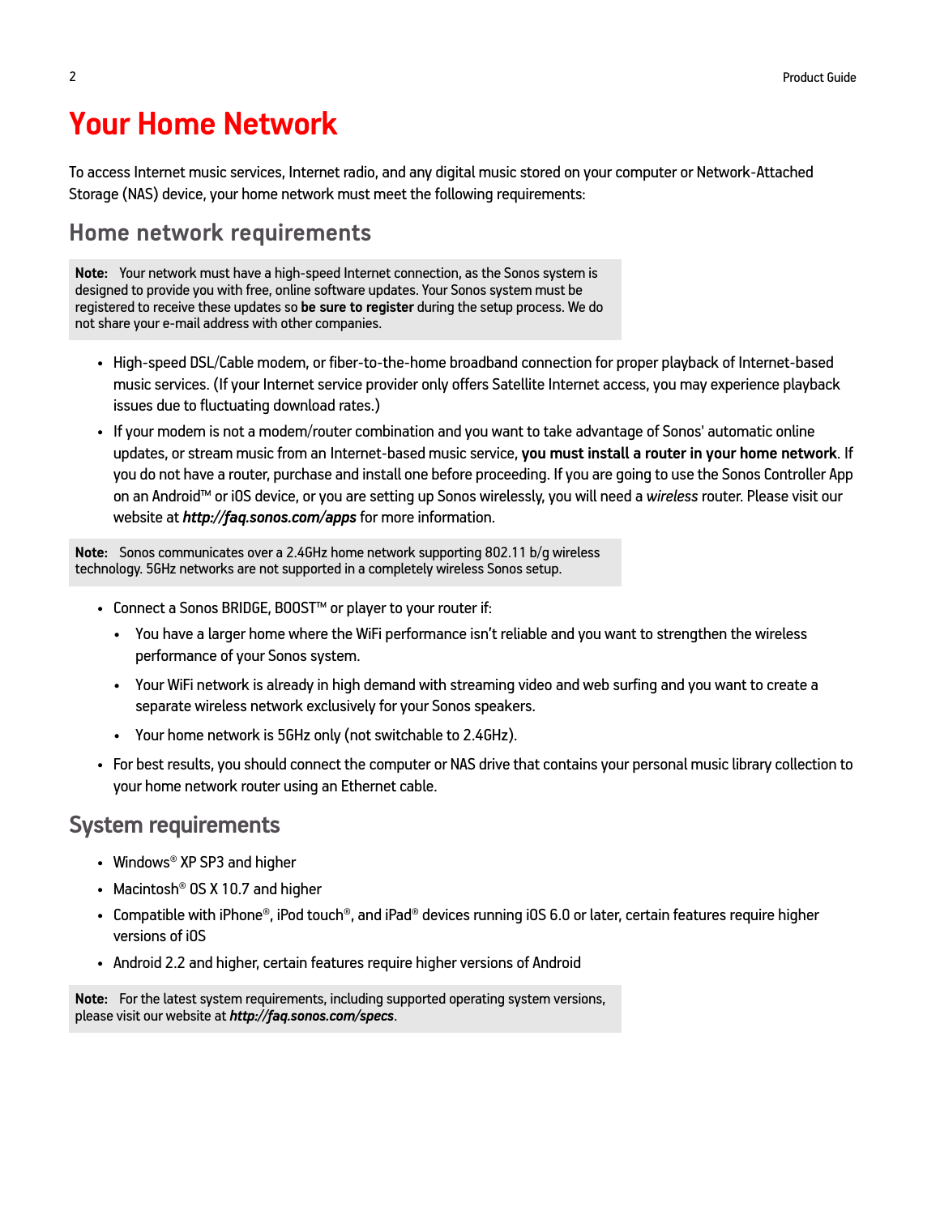# Your Home Network

To access Internet music services, Internet radio, and any digital music stored on your computer or Network-Attached Storage (NAS) device, your home network must meet the following requirements:

## Home network requirements

> **Note:** Your network must have a high-speed Internet connection, as the Sonos system is designed to provide you with free, online software updates. Your Sonos system must be registered to receive these updates so **be sure to register** during the setup process. We do not share your e-mail address with other companies.

- High-speed DSL/Cable modem, or fiber-to-the-home broadband connection for proper playback of Internet-based music services. (If your Internet service provider only offers Satellite Internet access, you may experience playback issues due to fluctuating download rates.)
- If your modem is not a modem/router combination and you want to take advantage of Sonos' automatic online updates, or stream music from an Internet-based music service, **you must install a router in your home network**. If you do not have a router, purchase and install one before proceeding. If you are going to use the Sonos Controller App on an Android™ or iOS device, or you are setting up Sonos wirelessly, you will need a *wireless* router. Please visit our website at ***http://faq.sonos.com/apps*** for more information.

> **Note:** Sonos communicates over a 2.4GHz home network supporting 802.11 b/g wireless technology. 5GHz networks are not supported in a completely wireless Sonos setup.

- Connect a Sonos BRIDGE, BOOST™ or player to your router if:
  - You have a larger home where the WiFi performance isn't reliable and you want to strengthen the wireless performance of your Sonos system.
  - Your WiFi network is already in high demand with streaming video and web surfing and you want to create a separate wireless network exclusively for your Sonos speakers.
  - Your home network is 5GHz only (not switchable to 2.4GHz).
- For best results, you should connect the computer or NAS drive that contains your personal music library collection to your home network router using an Ethernet cable.

## System requirements

- Windows® XP SP3 and higher
- Macintosh® OS X 10.7 and higher
- Compatible with iPhone®, iPod touch®, and iPad® devices running iOS 6.0 or later, certain features require higher versions of iOS
- Android 2.2 and higher, certain features require higher versions of Android

> **Note:** For the latest system requirements, including supported operating system versions, please visit our website at ***http://faq.sonos.com/specs***.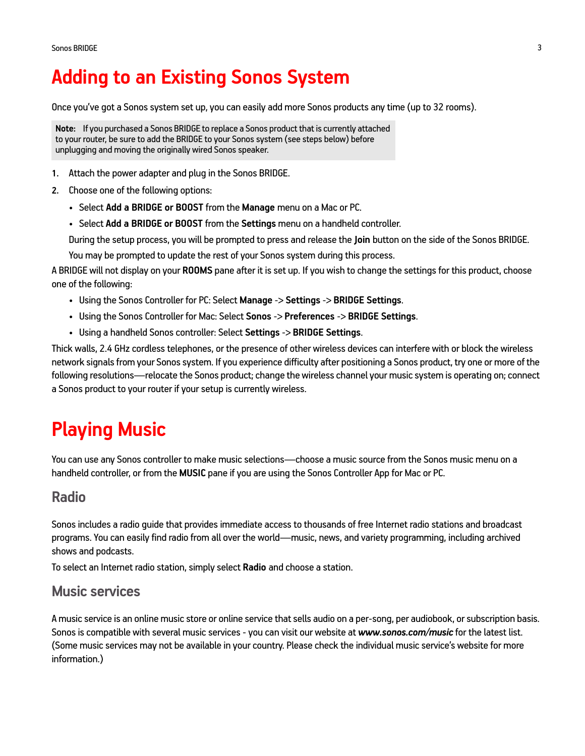# Adding to an Existing Sonos System

Once you've got a Sonos system set up, you can easily add more Sonos products any time (up to 32 rooms).

> **Note:** If you purchased a Sonos BRIDGE to replace a Sonos product that is currently attached to your router, be sure to add the BRIDGE to your Sonos system (see steps below) before unplugging and moving the originally wired Sonos speaker.

1. Attach the power adapter and plug in the Sonos BRIDGE.
2. Choose one of the following options:
   - Select **Add a BRIDGE or BOOST** from the **Manage** menu on a Mac or PC.
   - Select **Add a BRIDGE or BOOST** from the **Settings** menu on a handheld controller.

   During the setup process, you will be prompted to press and release the **Join** button on the side of the Sonos BRIDGE.

   You may be prompted to update the rest of your Sonos system during this process.

A BRIDGE will not display on your **ROOMS** pane after it is set up. If you wish to change the settings for this product, choose one of the following:

- Using the Sonos Controller for PC: Select **Manage** -> **Settings** -> **BRIDGE Settings**.
- Using the Sonos Controller for Mac: Select **Sonos** -> **Preferences** -> **BRIDGE Settings**.
- Using a handheld Sonos controller: Select **Settings** -> **BRIDGE Settings**.

Thick walls, 2.4 GHz cordless telephones, or the presence of other wireless devices can interfere with or block the wireless network signals from your Sonos system. If you experience difficulty after positioning a Sonos product, try one or more of the following resolutions—relocate the Sonos product; change the wireless channel your music system is operating on; connect a Sonos product to your router if your setup is currently wireless.

# Playing Music

You can use any Sonos controller to make music selections—choose a music source from the Sonos music menu on a handheld controller, or from the **MUSIC** pane if you are using the Sonos Controller App for Mac or PC.

## Radio

Sonos includes a radio guide that provides immediate access to thousands of free Internet radio stations and broadcast programs. You can easily find radio from all over the world—music, news, and variety programming, including archived shows and podcasts.

To select an Internet radio station, simply select **Radio** and choose a station.

## Music services

A music service is an online music store or online service that sells audio on a per-song, per audiobook, or subscription basis. Sonos is compatible with several music services - you can visit our website at ***www.sonos.com/music*** for the latest list. (Some music services may not be available in your country. Please check the individual music service's website for more information.)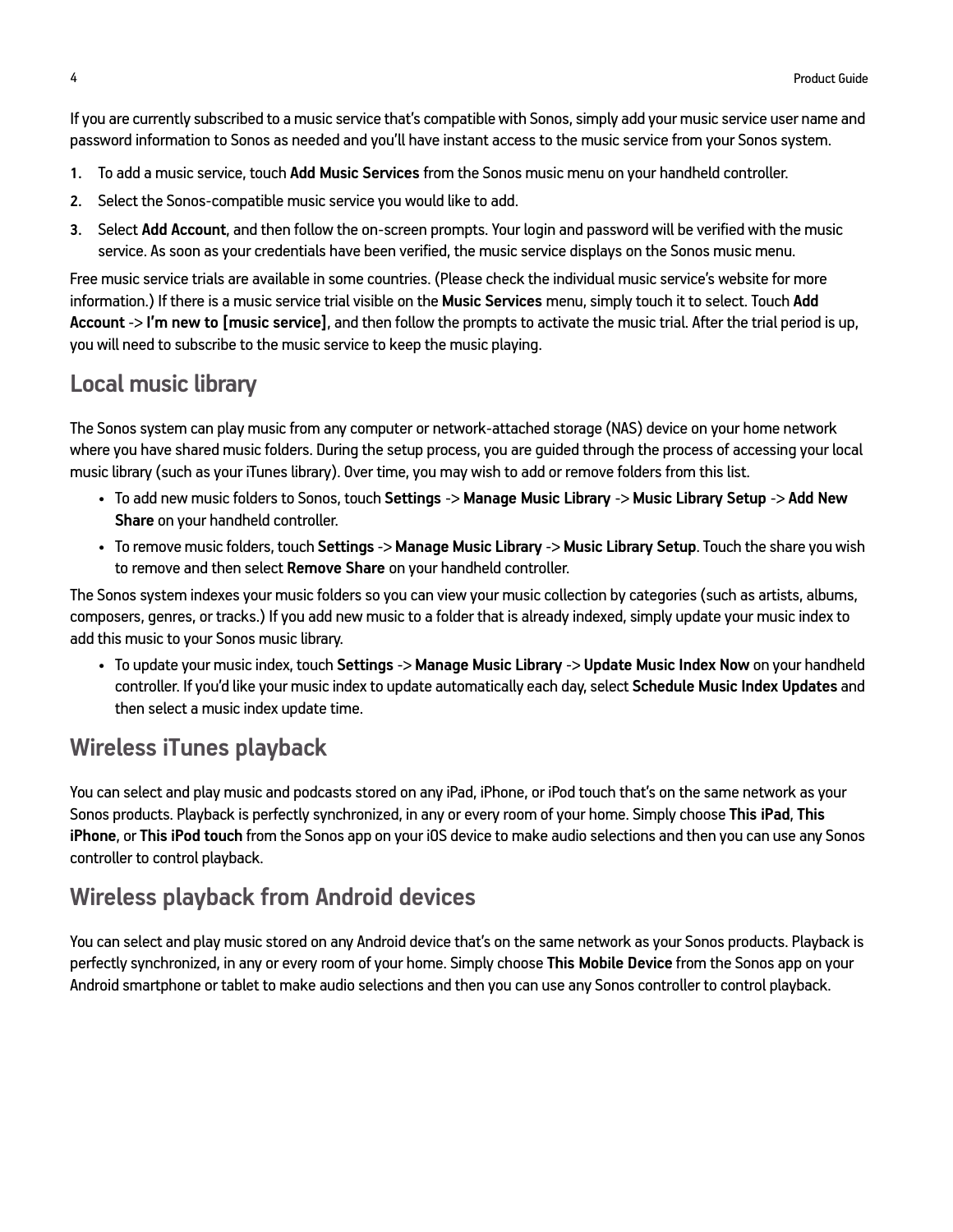If you are currently subscribed to a music service that's compatible with Sonos, simply add your music service user name and password information to Sonos as needed and you'll have instant access to the music service from your Sonos system.

1. To add a music service, touch **Add Music Services** from the Sonos music menu on your handheld controller.
2. Select the Sonos-compatible music service you would like to add.
3. Select **Add Account**, and then follow the on-screen prompts. Your login and password will be verified with the music service. As soon as your credentials have been verified, the music service displays on the Sonos music menu.

Free music service trials are available in some countries. (Please check the individual music service's website for more information.) If there is a music service trial visible on the **Music Services** menu, simply touch it to select. Touch **Add Account** -> **I'm new to [music service]**, and then follow the prompts to activate the music trial. After the trial period is up, you will need to subscribe to the music service to keep the music playing.

## Local music library

The Sonos system can play music from any computer or network-attached storage (NAS) device on your home network where you have shared music folders. During the setup process, you are guided through the process of accessing your local music library (such as your iTunes library). Over time, you may wish to add or remove folders from this list.

- To add new music folders to Sonos, touch **Settings** -> **Manage Music Library** -> **Music Library Setup** -> **Add New Share** on your handheld controller.
- To remove music folders, touch **Settings** -> **Manage Music Library** -> **Music Library Setup**. Touch the share you wish to remove and then select **Remove Share** on your handheld controller.

The Sonos system indexes your music folders so you can view your music collection by categories (such as artists, albums, composers, genres, or tracks.) If you add new music to a folder that is already indexed, simply update your music index to add this music to your Sonos music library.

- To update your music index, touch **Settings** -> **Manage Music Library** -> **Update Music Index Now** on your handheld controller. If you'd like your music index to update automatically each day, select **Schedule Music Index Updates** and then select a music index update time.

## Wireless iTunes playback

You can select and play music and podcasts stored on any iPad, iPhone, or iPod touch that's on the same network as your Sonos products. Playback is perfectly synchronized, in any or every room of your home. Simply choose **This iPad**, **This iPhone**, or **This iPod touch** from the Sonos app on your iOS device to make audio selections and then you can use any Sonos controller to control playback.

## Wireless playback from Android devices

You can select and play music stored on any Android device that's on the same network as your Sonos products. Playback is perfectly synchronized, in any or every room of your home. Simply choose **This Mobile Device** from the Sonos app on your Android smartphone or tablet to make audio selections and then you can use any Sonos controller to control playback.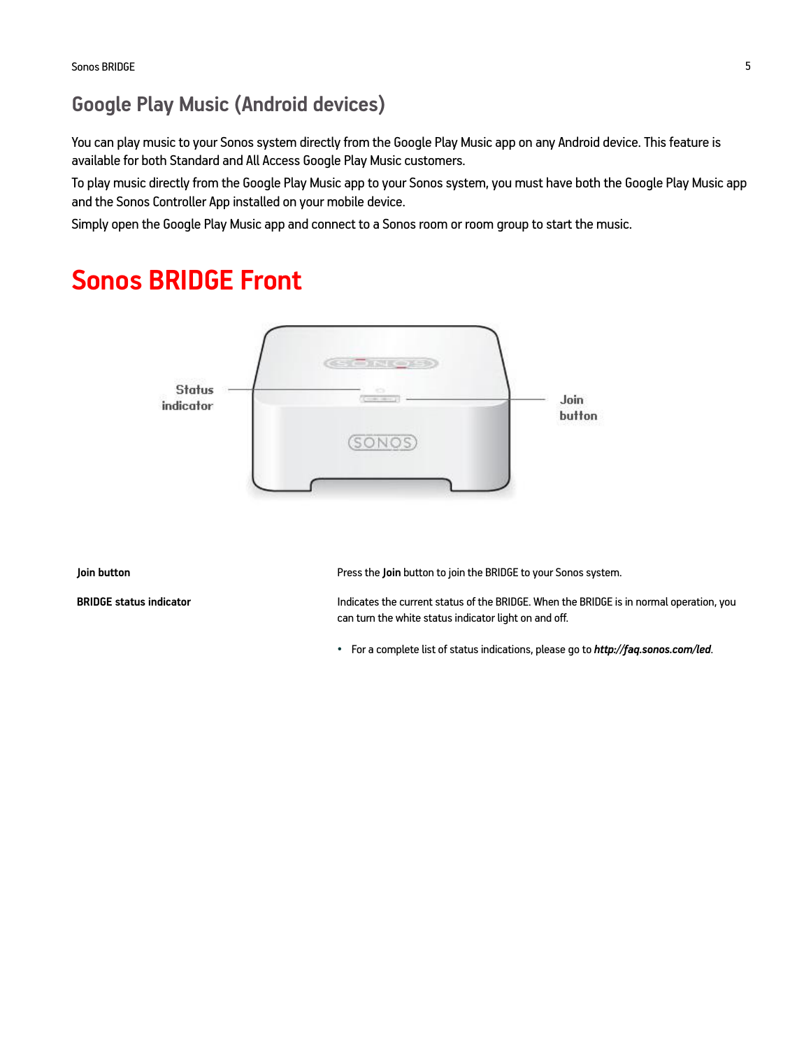## Google Play Music (Android devices)

You can play music to your Sonos system directly from the Google Play Music app on any Android device. This feature is available for both Standard and All Access Google Play Music customers.

To play music directly from the Google Play Music app to your Sonos system, you must have both the Google Play Music app and the Sonos Controller App installed on your mobile device.

Simply open the Google Play Music app and connect to a Sonos room or room group to start the music.

# Sonos BRIDGE Front

Status indicator

Join button

| | |
|---|---|
| **Join button** | Press the **Join** button to join the BRIDGE to your Sonos system. |
| **BRIDGE status indicator** | Indicates the current status of the BRIDGE. When the BRIDGE is in normal operation, you can turn the white status indicator light on and off. <br>• For a complete list of status indications, please go to ***http://faq.sonos.com/led***. |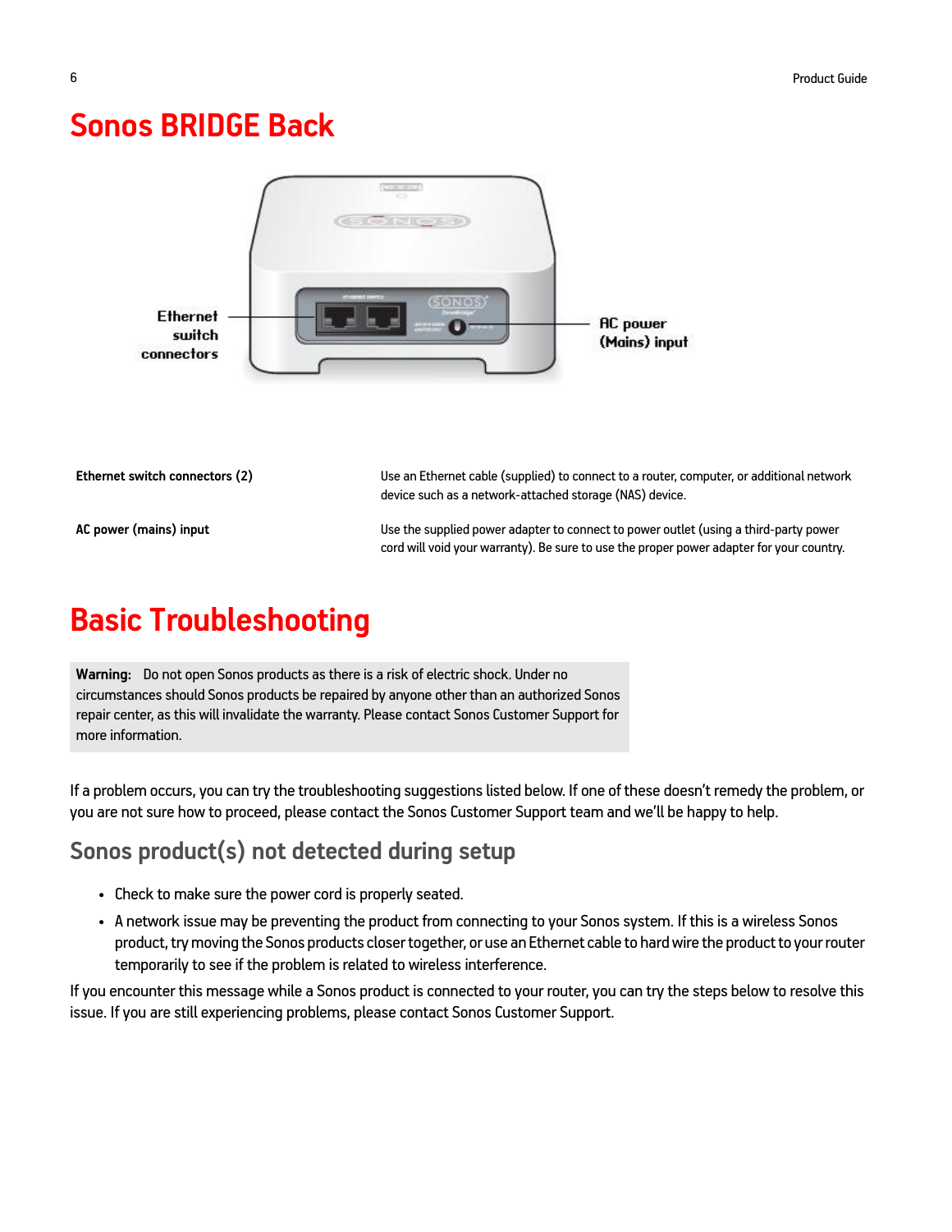# Sonos BRIDGE Back

Ethernet switch connectors

AC power (Mains) input

| | |
|---|---|
| **Ethernet switch connectors (2)** | Use an Ethernet cable (supplied) to connect to a router, computer, or additional network device such as a network-attached storage (NAS) device. |
| **AC power (mains) input** | Use the supplied power adapter to connect to power outlet (using a third-party power cord will void your warranty). Be sure to use the proper power adapter for your country. |

# Basic Troubleshooting

> **Warning:** Do not open Sonos products as there is a risk of electric shock. Under no circumstances should Sonos products be repaired by anyone other than an authorized Sonos repair center, as this will invalidate the warranty. Please contact Sonos Customer Support for more information.

If a problem occurs, you can try the troubleshooting suggestions listed below. If one of these doesn't remedy the problem, or you are not sure how to proceed, please contact the Sonos Customer Support team and we'll be happy to help.

## Sonos product(s) not detected during setup

- Check to make sure the power cord is properly seated.
- A network issue may be preventing the product from connecting to your Sonos system. If this is a wireless Sonos product, try moving the Sonos products closer together, or use an Ethernet cable to hard wire the product to your router temporarily to see if the problem is related to wireless interference.

If you encounter this message while a Sonos product is connected to your router, you can try the steps below to resolve this issue. If you are still experiencing problems, please contact Sonos Customer Support.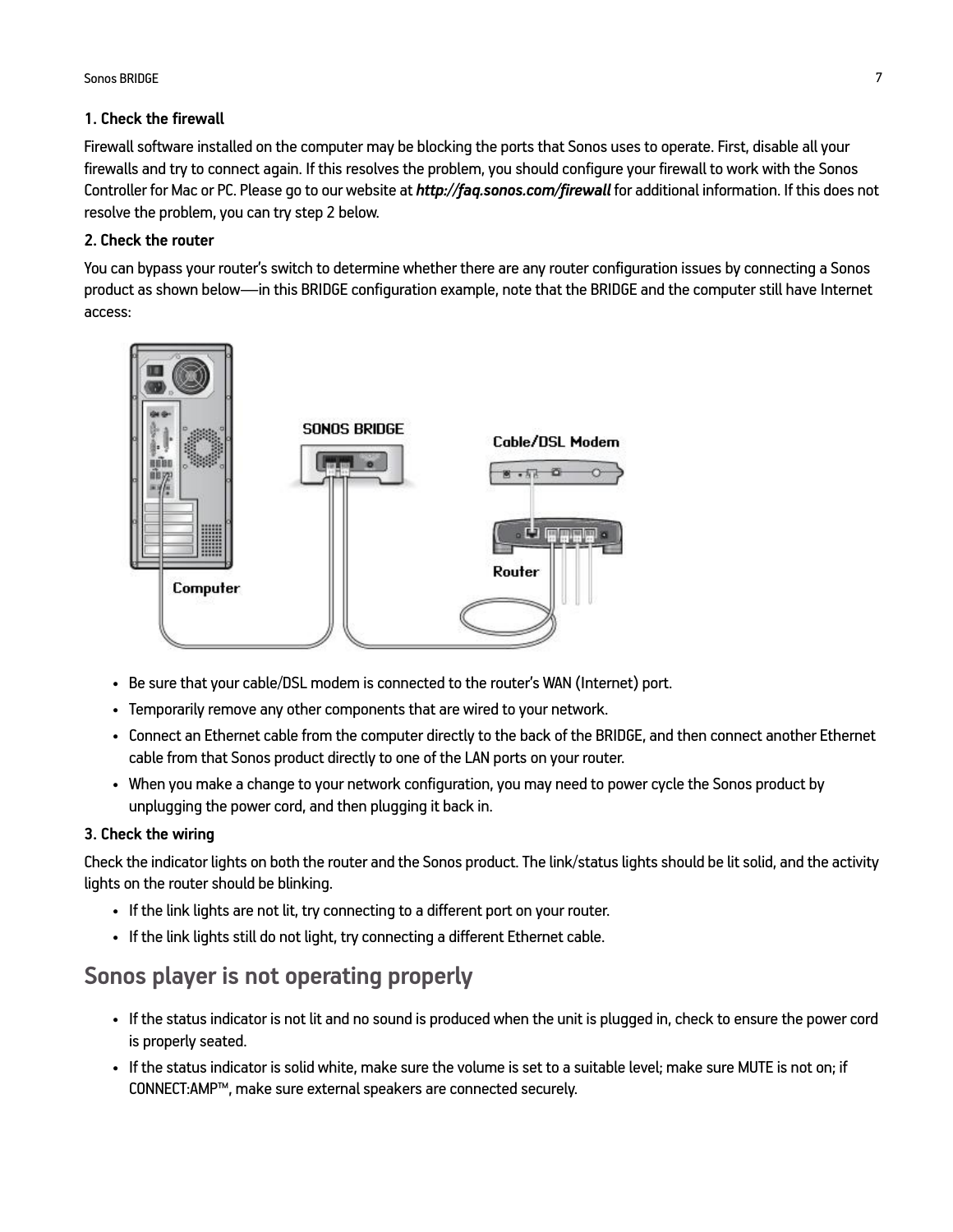### 1. Check the firewall

Firewall software installed on the computer may be blocking the ports that Sonos uses to operate. First, disable all your firewalls and try to connect again. If this resolves the problem, you should configure your firewall to work with the Sonos Controller for Mac or PC. Please go to our website at ***http://faq.sonos.com/firewall*** for additional information. If this does not resolve the problem, you can try step 2 below.

### 2. Check the router

You can bypass your router's switch to determine whether there are any router configuration issues by connecting a Sonos product as shown below—in this BRIDGE configuration example, note that the BRIDGE and the computer still have Internet access:

SONOS BRIDGE

Cable/DSL Modem

Router

Computer

- Be sure that your cable/DSL modem is connected to the router's WAN (Internet) port.
- Temporarily remove any other components that are wired to your network.
- Connect an Ethernet cable from the computer directly to the back of the BRIDGE, and then connect another Ethernet cable from that Sonos product directly to one of the LAN ports on your router.
- When you make a change to your network configuration, you may need to power cycle the Sonos product by unplugging the power cord, and then plugging it back in.

### 3. Check the wiring

Check the indicator lights on both the router and the Sonos product. The link/status lights should be lit solid, and the activity lights on the router should be blinking.

- If the link lights are not lit, try connecting to a different port on your router.
- If the link lights still do not light, try connecting a different Ethernet cable.

## Sonos player is not operating properly

- If the status indicator is not lit and no sound is produced when the unit is plugged in, check to ensure the power cord is properly seated.
- If the status indicator is solid white, make sure the volume is set to a suitable level; make sure MUTE is not on; if CONNECT:AMP™, make sure external speakers are connected securely.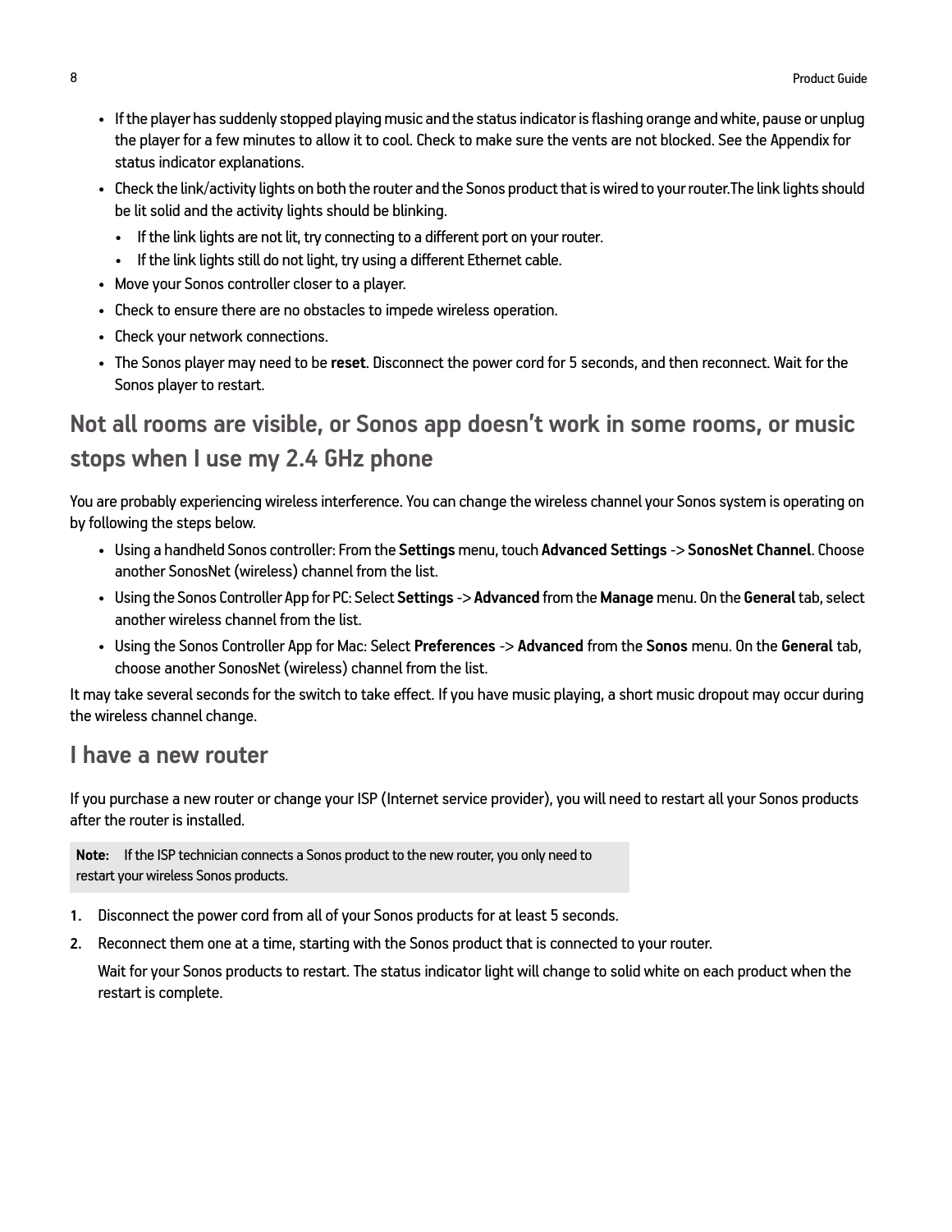- If the player has suddenly stopped playing music and the status indicator is flashing orange and white, pause or unplug the player for a few minutes to allow it to cool. Check to make sure the vents are not blocked. See the Appendix for status indicator explanations.
- Check the link/activity lights on both the router and the Sonos product that is wired to your router.The link lights should be lit solid and the activity lights should be blinking.
  - If the link lights are not lit, try connecting to a different port on your router.
  - If the link lights still do not light, try using a different Ethernet cable.
- Move your Sonos controller closer to a player.
- Check to ensure there are no obstacles to impede wireless operation.
- Check your network connections.
- The Sonos player may need to be **reset**. Disconnect the power cord for 5 seconds, and then reconnect. Wait for the Sonos player to restart.

## Not all rooms are visible, or Sonos app doesn't work in some rooms, or music stops when I use my 2.4 GHz phone

You are probably experiencing wireless interference. You can change the wireless channel your Sonos system is operating on by following the steps below.

- Using a handheld Sonos controller: From the **Settings** menu, touch **Advanced Settings** -> **SonosNet Channel**. Choose another SonosNet (wireless) channel from the list.
- Using the Sonos Controller App for PC: Select **Settings** -> **Advanced** from the **Manage** menu. On the **General** tab, select another wireless channel from the list.
- Using the Sonos Controller App for Mac: Select **Preferences** -> **Advanced** from the **Sonos** menu. On the **General** tab, choose another SonosNet (wireless) channel from the list.

It may take several seconds for the switch to take effect. If you have music playing, a short music dropout may occur during the wireless channel change.

## I have a new router

If you purchase a new router or change your ISP (Internet service provider), you will need to restart all your Sonos products after the router is installed.

> **Note:** If the ISP technician connects a Sonos product to the new router, you only need to restart your wireless Sonos products.

1. Disconnect the power cord from all of your Sonos products for at least 5 seconds.
2. Reconnect them one at a time, starting with the Sonos product that is connected to your router.

   Wait for your Sonos products to restart. The status indicator light will change to solid white on each product when the restart is complete.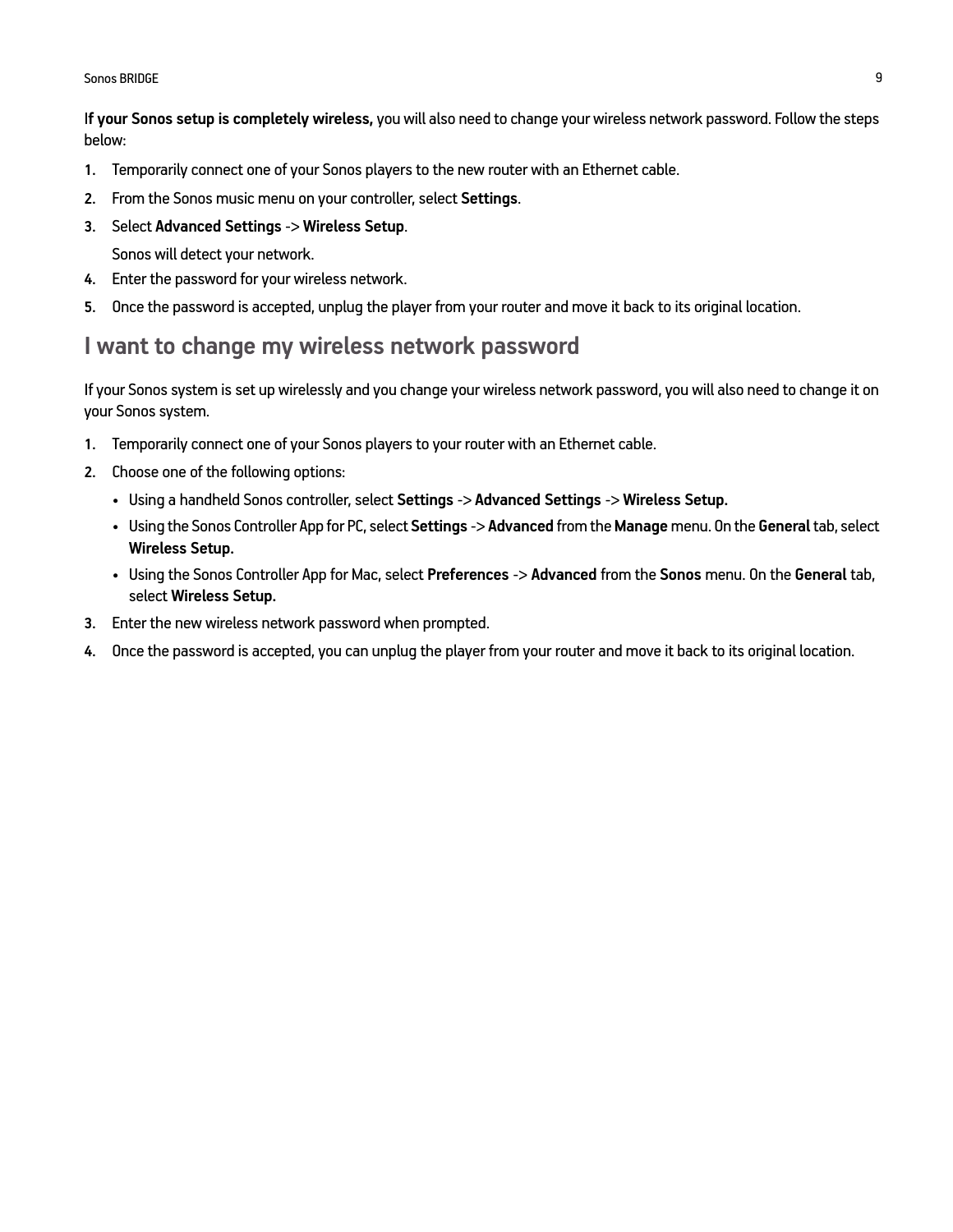**If your Sonos setup is completely wireless,** you will also need to change your wireless network password. Follow the steps below:

1. Temporarily connect one of your Sonos players to the new router with an Ethernet cable.
2. From the Sonos music menu on your controller, select **Settings**.
3. Select **Advanced Settings** -> **Wireless Setup**.

   Sonos will detect your network.
4. Enter the password for your wireless network.
5. Once the password is accepted, unplug the player from your router and move it back to its original location.

## I want to change my wireless network password

If your Sonos system is set up wirelessly and you change your wireless network password, you will also need to change it on your Sonos system.

1. Temporarily connect one of your Sonos players to your router with an Ethernet cable.
2. Choose one of the following options:
   - Using a handheld Sonos controller, select **Settings** -> **Advanced Settings** -> **Wireless Setup.**
   - Using the Sonos Controller App for PC, select **Settings** -> **Advanced** from the **Manage** menu. On the **General** tab, select **Wireless Setup.**
   - Using the Sonos Controller App for Mac, select **Preferences** -> **Advanced** from the **Sonos** menu. On the **General** tab, select **Wireless Setup.**
3. Enter the new wireless network password when prompted.
4. Once the password is accepted, you can unplug the player from your router and move it back to its original location.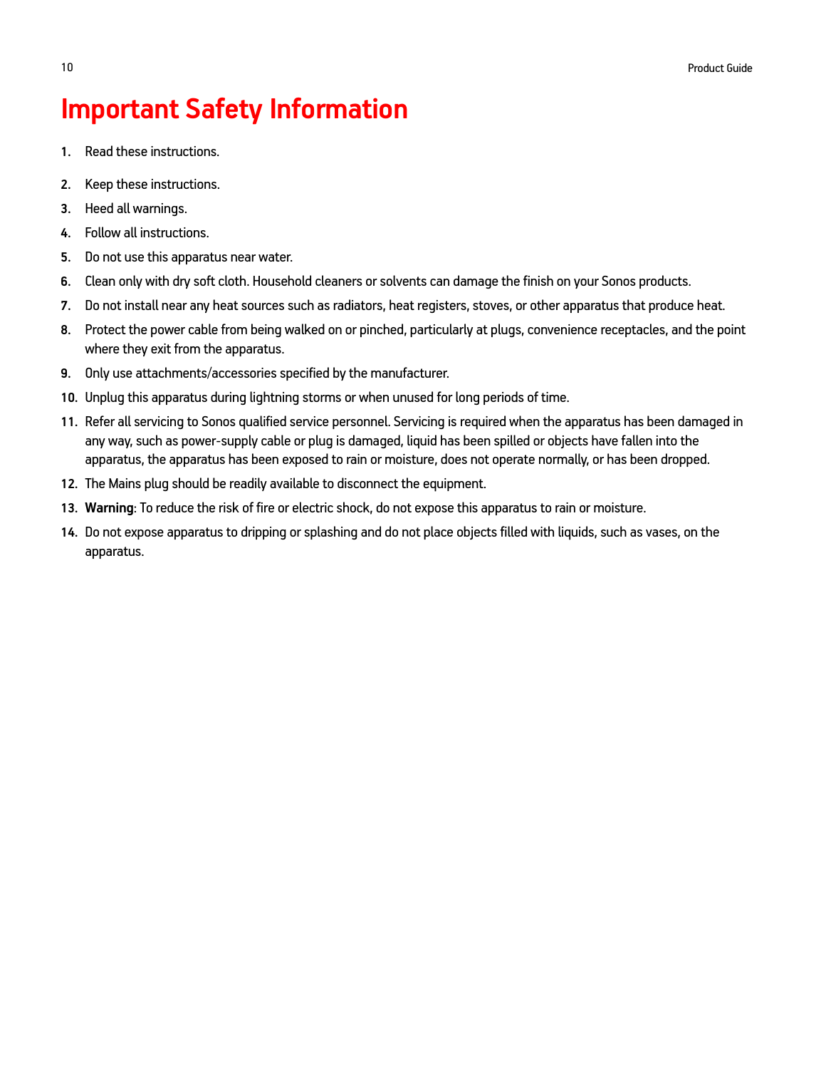# Important Safety Information

1. Read these instructions.
2. Keep these instructions.
3. Heed all warnings.
4. Follow all instructions.
5. Do not use this apparatus near water.
6. Clean only with dry soft cloth. Household cleaners or solvents can damage the finish on your Sonos products.
7. Do not install near any heat sources such as radiators, heat registers, stoves, or other apparatus that produce heat.
8. Protect the power cable from being walked on or pinched, particularly at plugs, convenience receptacles, and the point where they exit from the apparatus.
9. Only use attachments/accessories specified by the manufacturer.
10. Unplug this apparatus during lightning storms or when unused for long periods of time.
11. Refer all servicing to Sonos qualified service personnel. Servicing is required when the apparatus has been damaged in any way, such as power-supply cable or plug is damaged, liquid has been spilled or objects have fallen into the apparatus, the apparatus has been exposed to rain or moisture, does not operate normally, or has been dropped.
12. The Mains plug should be readily available to disconnect the equipment.
13. **Warning**: To reduce the risk of fire or electric shock, do not expose this apparatus to rain or moisture.
14. Do not expose apparatus to dripping or splashing and do not place objects filled with liquids, such as vases, on the apparatus.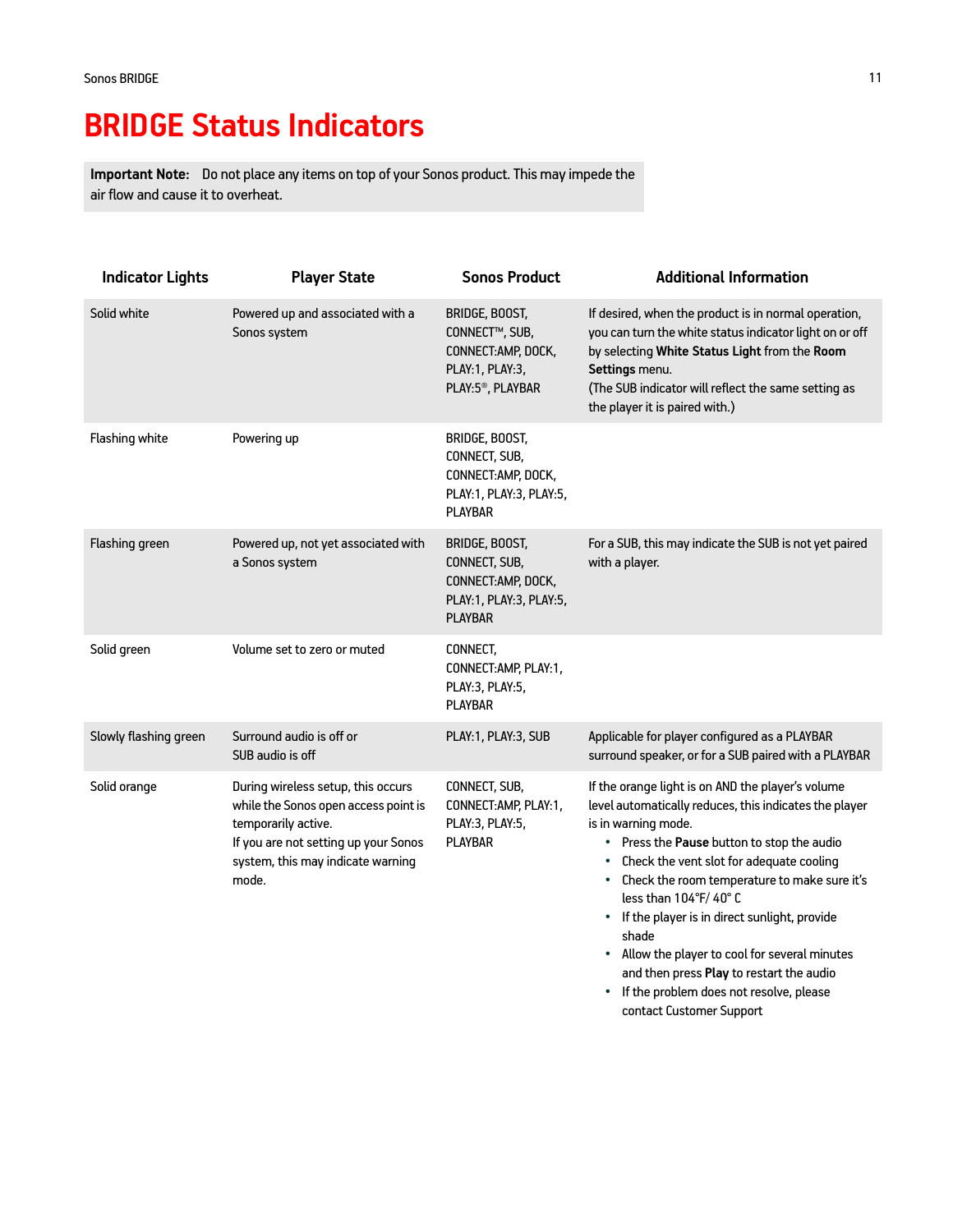# BRIDGE Status Indicators

**Important Note:** Do not place any items on top of your Sonos product. This may impede the air flow and cause it to overheat.

| Indicator Lights | Player State | Sonos Product | Additional Information |
|---|---|---|---|
| Solid white | Powered up and associated with a Sonos system | BRIDGE, BOOST, CONNECT™, SUB, CONNECT:AMP, DOCK, PLAY:1, PLAY:3, PLAY:5®, PLAYBAR | If desired, when the product is in normal operation, you can turn the white status indicator light on or off by selecting **White Status Light** from the **Room Settings** menu.<br>(The SUB indicator will reflect the same setting as the player it is paired with.) |
| Flashing white | Powering up | BRIDGE, BOOST, CONNECT, SUB, CONNECT:AMP, DOCK, PLAY:1, PLAY:3, PLAY:5, PLAYBAR | |
| Flashing green | Powered up, not yet associated with a Sonos system | BRIDGE, BOOST, CONNECT, SUB, CONNECT:AMP, DOCK, PLAY:1, PLAY:3, PLAY:5, PLAYBAR | For a SUB, this may indicate the SUB is not yet paired with a player. |
| Solid green | Volume set to zero or muted | CONNECT, CONNECT:AMP, PLAY:1, PLAY:3, PLAY:5, PLAYBAR | |
| Slowly flashing green | Surround audio is off or<br>SUB audio is off | PLAY:1, PLAY:3, SUB | Applicable for player configured as a PLAYBAR surround speaker, or for a SUB paired with a PLAYBAR |
| Solid orange | During wireless setup, this occurs while the Sonos open access point is temporarily active.<br>If you are not setting up your Sonos system, this may indicate warning mode. | CONNECT, SUB, CONNECT:AMP, PLAY:1, PLAY:3, PLAY:5, PLAYBAR | If the orange light is on AND the player's volume level automatically reduces, this indicates the player is in warning mode.<br>• Press the **Pause** button to stop the audio<br>• Check the vent slot for adequate cooling<br>• Check the room temperature to make sure it's less than 104°F/ 40° C<br>• If the player is in direct sunlight, provide shade<br>• Allow the player to cool for several minutes and then press **Play** to restart the audio<br>• If the problem does not resolve, please contact Customer Support |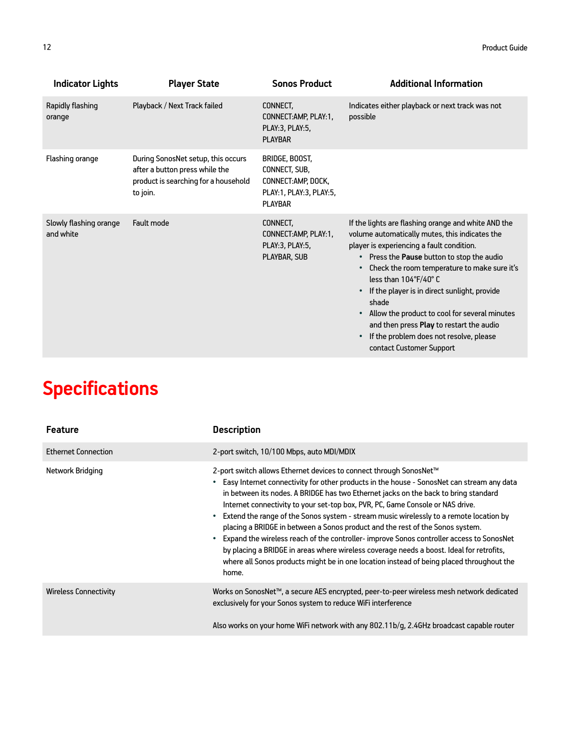| Indicator Lights | Player State | Sonos Product | Additional Information |
|---|---|---|---|
| Rapidly flashing orange | Playback / Next Track failed | CONNECT, CONNECT:AMP, PLAY:1, PLAY:3, PLAY:5, PLAYBAR | Indicates either playback or next track was not possible |
| Flashing orange | During SonosNet setup, this occurs after a button press while the product is searching for a household to join. | BRIDGE, BOOST, CONNECT, SUB, CONNECT:AMP, DOCK, PLAY:1, PLAY:3, PLAY:5, PLAYBAR | |
| Slowly flashing orange and white | Fault mode | CONNECT, CONNECT:AMP, PLAY:1, PLAY:3, PLAY:5, PLAYBAR, SUB | If the lights are flashing orange and white AND the volume automatically mutes, this indicates the player is experiencing a fault condition.<br>• Press the **Pause** button to stop the audio<br>• Check the room temperature to make sure it's less than 104°F/40° C<br>• If the player is in direct sunlight, provide shade<br>• Allow the product to cool for several minutes and then press **Play** to restart the audio<br>• If the problem does not resolve, please contact Customer Support |

# Specifications

| Feature | Description |
|---|---|
| Ethernet Connection | 2-port switch, 10/100 Mbps, auto MDI/MDIX |
| Network Bridging | 2-port switch allows Ethernet devices to connect through SonosNet™<br>• Easy Internet connectivity for other products in the house - SonosNet can stream any data in between its nodes. A BRIDGE has two Ethernet jacks on the back to bring standard Internet connectivity to your set-top box, PVR, PC, Game Console or NAS drive.<br>• Extend the range of the Sonos system - stream music wirelessly to a remote location by placing a BRIDGE in between a Sonos product and the rest of the Sonos system.<br>• Expand the wireless reach of the controller- improve Sonos controller access to SonosNet by placing a BRIDGE in areas where wireless coverage needs a boost. Ideal for retrofits, where all Sonos products might be in one location instead of being placed throughout the home. |
| Wireless Connectivity | Works on SonosNet™, a secure AES encrypted, peer-to-peer wireless mesh network dedicated exclusively for your Sonos system to reduce WiFi interference<br><br>Also works on your home WiFi network with any 802.11b/g, 2.4GHz broadcast capable router |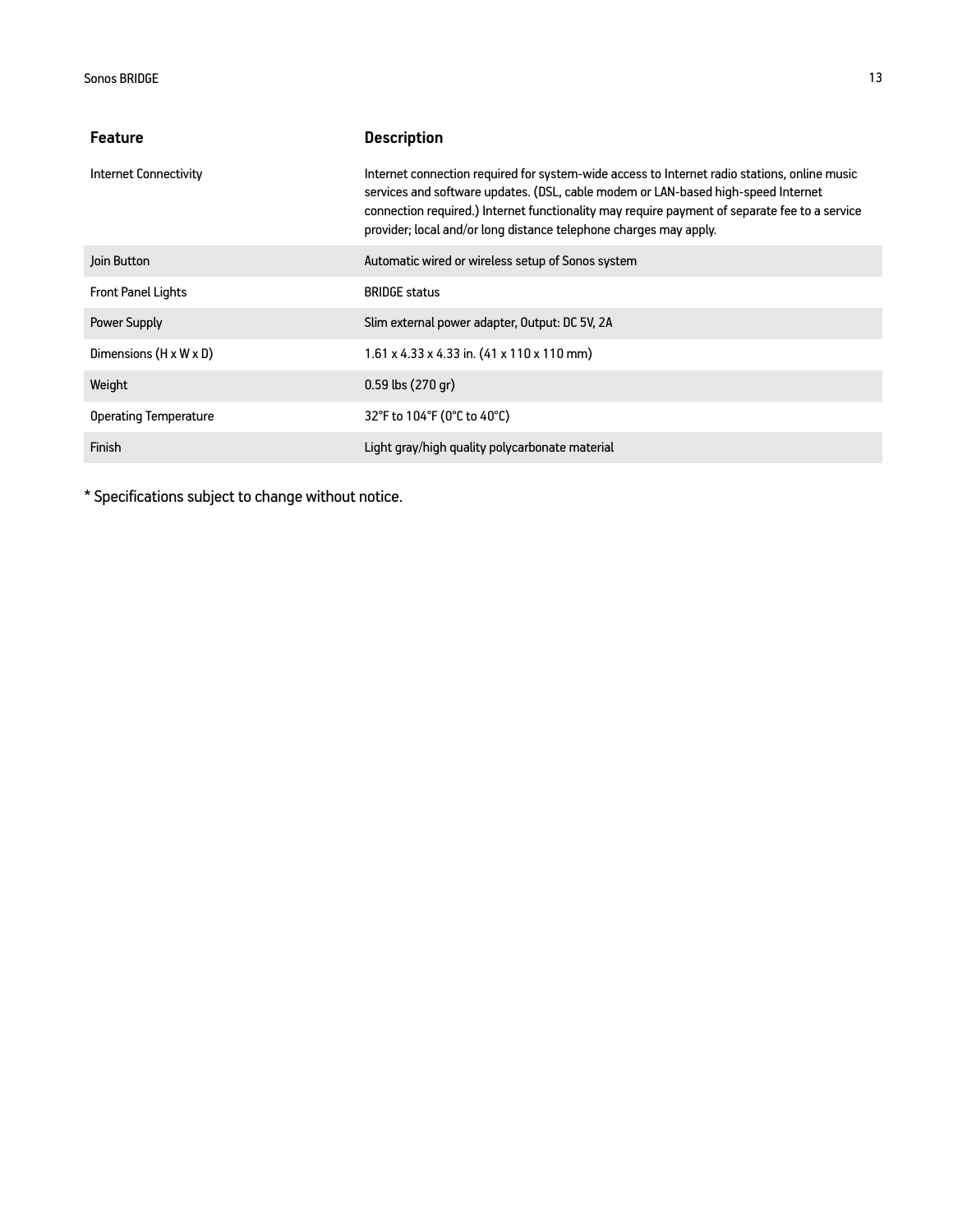| Feature | Description |
|---|---|
| Internet Connectivity | Internet connection required for system-wide access to Internet radio stations, online music services and software updates. (DSL, cable modem or LAN-based high-speed Internet connection required.) Internet functionality may require payment of separate fee to a service provider; local and/or long distance telephone charges may apply. |
| Join Button | Automatic wired or wireless setup of Sonos system |
| Front Panel Lights | BRIDGE status |
| Power Supply | Slim external power adapter, Output: DC 5V, 2A |
| Dimensions (H x W x D) | 1.61 x 4.33 x 4.33 in. (41 x 110 x 110 mm) |
| Weight | 0.59 lbs (270 gr) |
| Operating Temperature | 32°F to 104°F (0°C to 40°C) |
| Finish | Light gray/high quality polycarbonate material |

* Specifications subject to change without notice.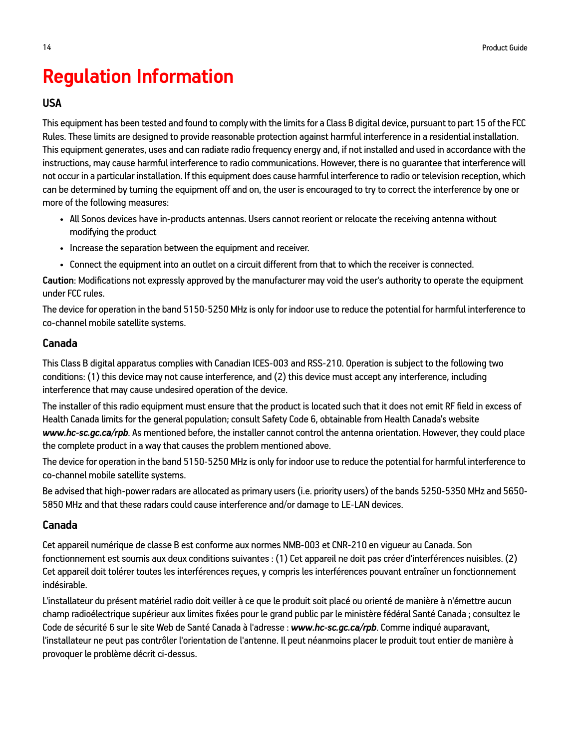# Regulation Information

## USA

This equipment has been tested and found to comply with the limits for a Class B digital device, pursuant to part 15 of the FCC Rules. These limits are designed to provide reasonable protection against harmful interference in a residential installation. This equipment generates, uses and can radiate radio frequency energy and, if not installed and used in accordance with the instructions, may cause harmful interference to radio communications. However, there is no guarantee that interference will not occur in a particular installation. If this equipment does cause harmful interference to radio or television reception, which can be determined by turning the equipment off and on, the user is encouraged to try to correct the interference by one or more of the following measures:

- All Sonos devices have in-products antennas. Users cannot reorient or relocate the receiving antenna without modifying the product
- Increase the separation between the equipment and receiver.
- Connect the equipment into an outlet on a circuit different from that to which the receiver is connected.

**Caution**: Modifications not expressly approved by the manufacturer may void the user's authority to operate the equipment under FCC rules.

The device for operation in the band 5150-5250 MHz is only for indoor use to reduce the potential for harmful interference to co-channel mobile satellite systems.

## Canada

This Class B digital apparatus complies with Canadian ICES-003 and RSS-210. Operation is subject to the following two conditions: (1) this device may not cause interference, and (2) this device must accept any interference, including interference that may cause undesired operation of the device.

The installer of this radio equipment must ensure that the product is located such that it does not emit RF field in excess of Health Canada limits for the general population; consult Safety Code 6, obtainable from Health Canada's website ***www.hc-sc.gc.ca/rpb***. As mentioned before, the installer cannot control the antenna orientation. However, they could place the complete product in a way that causes the problem mentioned above.

The device for operation in the band 5150-5250 MHz is only for indoor use to reduce the potential for harmful interference to co-channel mobile satellite systems.

Be advised that high-power radars are allocated as primary users (i.e. priority users) of the bands 5250-5350 MHz and 5650-5850 MHz and that these radars could cause interference and/or damage to LE-LAN devices.

## Canada

Cet appareil numérique de classe B est conforme aux normes NMB-003 et CNR-210 en vigueur au Canada. Son fonctionnement est soumis aux deux conditions suivantes : (1) Cet appareil ne doit pas créer d'interférences nuisibles. (2) Cet appareil doit tolérer toutes les interférences reçues, y compris les interférences pouvant entraîner un fonctionnement indésirable.

L'installateur du présent matériel radio doit veiller à ce que le produit soit placé ou orienté de manière à n'émettre aucun champ radioélectrique supérieur aux limites fixées pour le grand public par le ministère fédéral Santé Canada ; consultez le Code de sécurité 6 sur le site Web de Santé Canada à l'adresse : ***www.hc-sc.gc.ca/rpb***. Comme indiqué auparavant, l'installateur ne peut pas contrôler l'orientation de l'antenne. Il peut néanmoins placer le produit tout entier de manière à provoquer le problème décrit ci-dessus.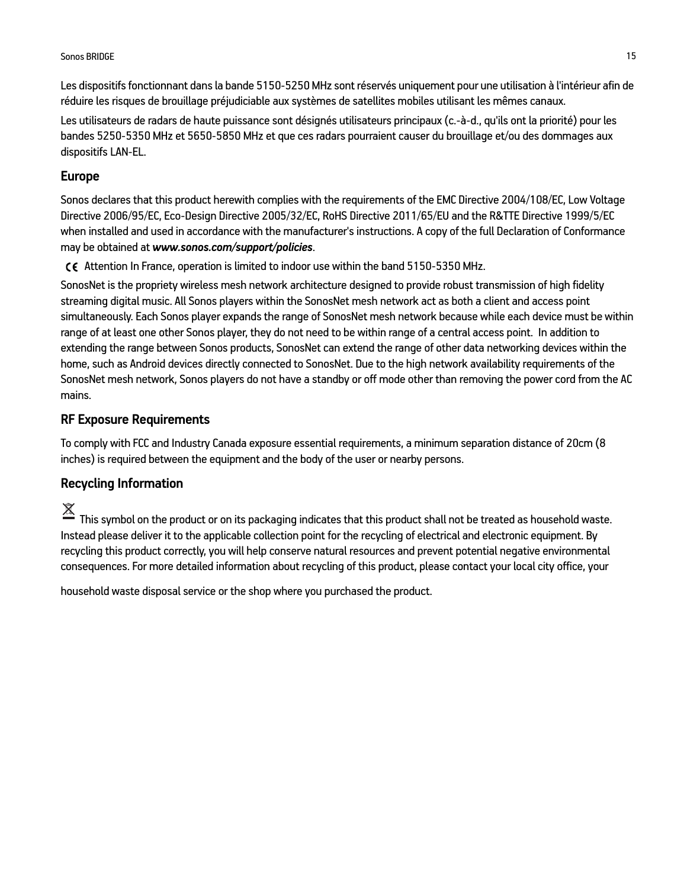Les dispositifs fonctionnant dans la bande 5150-5250 MHz sont réservés uniquement pour une utilisation à l'intérieur afin de réduire les risques de brouillage préjudiciable aux systèmes de satellites mobiles utilisant les mêmes canaux.

Les utilisateurs de radars de haute puissance sont désignés utilisateurs principaux (c.-à-d., qu'ils ont la priorité) pour les bandes 5250-5350 MHz et 5650-5850 MHz et que ces radars pourraient causer du brouillage et/ou des dommages aux dispositifs LAN-EL.

## Europe

Sonos declares that this product herewith complies with the requirements of the EMC Directive 2004/108/EC, Low Voltage Directive 2006/95/EC, Eco-Design Directive 2005/32/EC, RoHS Directive 2011/65/EU and the R&TTE Directive 1999/5/EC when installed and used in accordance with the manufacturer's instructions. A copy of the full Declaration of Conformance may be obtained at ***www.sonos.com/support/policies***.

CE Attention In France, operation is limited to indoor use within the band 5150-5350 MHz.

SonosNet is the propriety wireless mesh network architecture designed to provide robust transmission of high fidelity streaming digital music. All Sonos players within the SonosNet mesh network act as both a client and access point simultaneously. Each Sonos player expands the range of SonosNet mesh network because while each device must be within range of at least one other Sonos player, they do not need to be within range of a central access point. In addition to extending the range between Sonos products, SonosNet can extend the range of other data networking devices within the home, such as Android devices directly connected to SonosNet. Due to the high network availability requirements of the SonosNet mesh network, Sonos players do not have a standby or off mode other than removing the power cord from the AC mains.

## RF Exposure Requirements

To comply with FCC and Industry Canada exposure essential requirements, a minimum separation distance of 20cm (8 inches) is required between the equipment and the body of the user or nearby persons.

## Recycling Information

This symbol on the product or on its packaging indicates that this product shall not be treated as household waste. Instead please deliver it to the applicable collection point for the recycling of electrical and electronic equipment. By recycling this product correctly, you will help conserve natural resources and prevent potential negative environmental consequences. For more detailed information about recycling of this product, please contact your local city office, your household waste disposal service or the shop where you purchased the product.